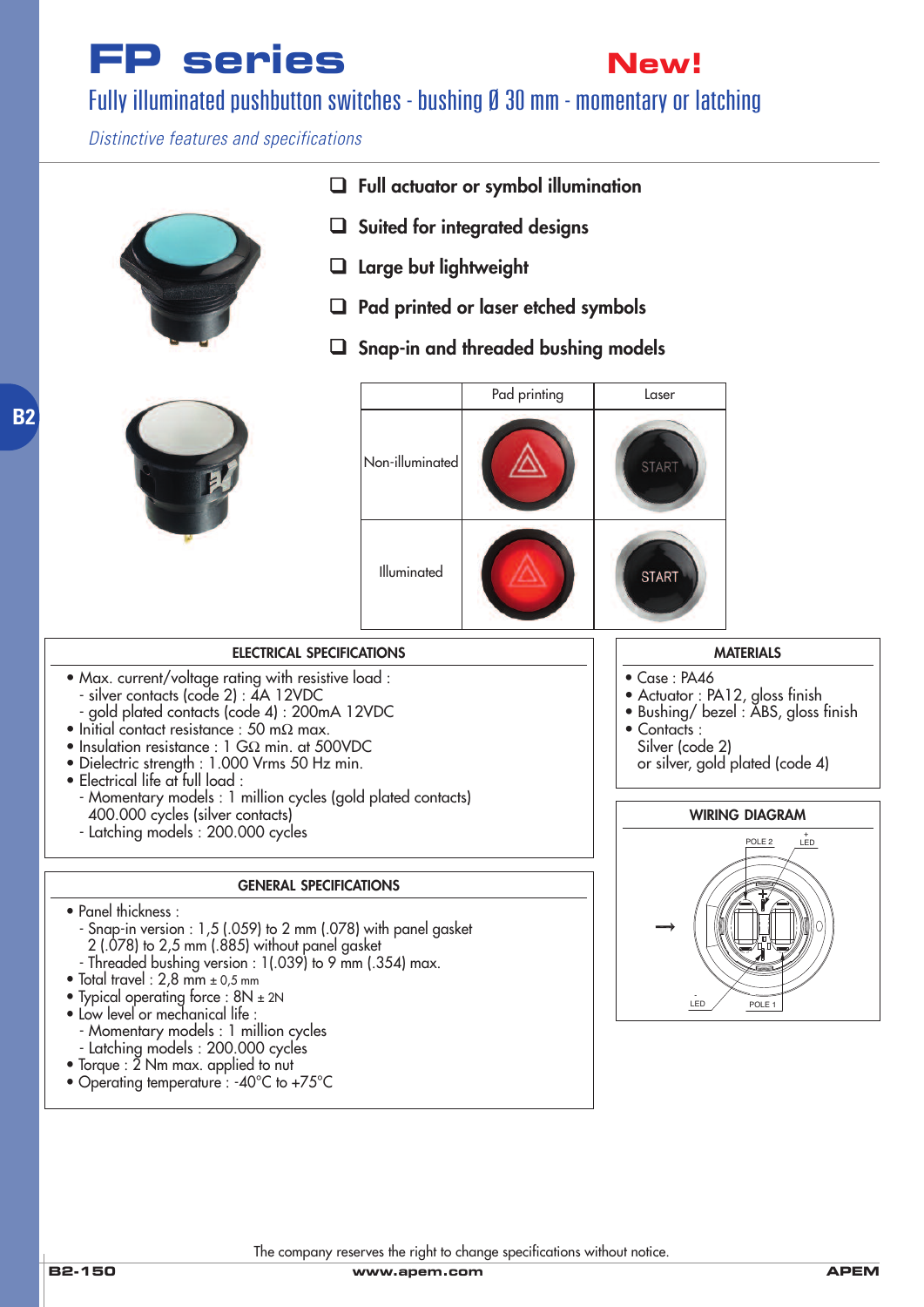# FP series

**New!**

## Fully illuminated pushbutton switches - bushing Ø 30 mm - momentary or latching

*Distinctive features and specifications*

- Full actuator or symbol illumination
- Suited for integrated designs
- Large but lightweight
- Pad printed or laser etched symbols
- Snap-in and threaded bushing models

| | Pad printing | Laser |
|---|---|---|
| Non-illuminated | | START |
| Illuminated | | START |

### ELECTRICAL SPECIFICATIONS

- Max. current/voltage rating with resistive load :
  - silver contacts (code 2) : 4A 12VDC
  - gold plated contacts (code 4) : 200mA 12VDC
- Initial contact resistance : 50 mΩ max.
- Insulation resistance : 1 GΩ min. at 500VDC
- Dielectric strength : 1.000 Vrms 50 Hz min.
- Electrical life at full load :
  - Momentary models : 1 million cycles (gold plated contacts)
    400.000 cycles (silver contacts)
  - Latching models : 200.000 cycles

### GENERAL SPECIFICATIONS

- Panel thickness :
  - Snap-in version : 1,5 (.059) to 2 mm (.078) with panel gasket
    2 (.078) to 2,5 mm (.885) without panel gasket
  - Threaded bushing version : 1(.039) to 9 mm (.354) max.
- Total travel : 2,8 mm ± 0,5 mm
- Typical operating force : 8N ± 2N
- Low level or mechanical life :
  - Momentary models : 1 million cycles
  - Latching models : 200.000 cycles
- Torque : 2 Nm max. applied to nut
- Operating temperature : -40°C to +75°C

### MATERIALS

- Case : PA46
- Actuator : PA12, gloss finish
- Bushing/ bezel : ABS, gloss finish
- Contacts :
  Silver (code 2)
  or silver, gold plated (code 4)

### WIRING DIAGRAM

POLE 2 · + LED · - LED · POLE 1

The company reserves the right to change specifications without notice.

www.apem.com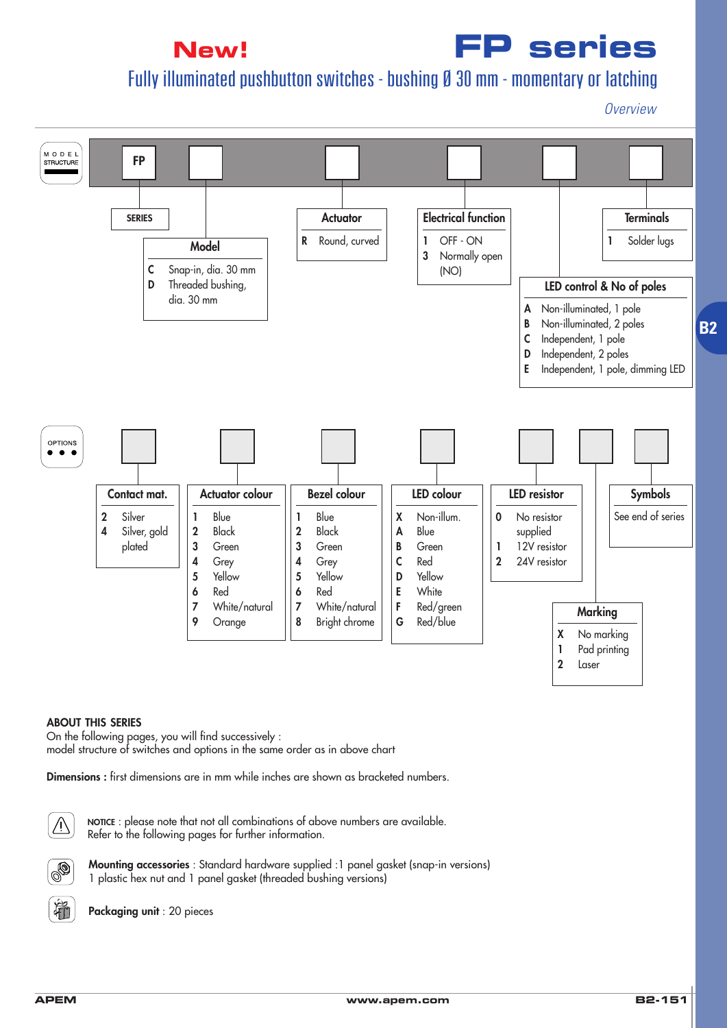**New!**

# FP series

## Fully illuminated pushbutton switches - bushing Ø 30 mm - momentary or latching

*Overview*

### MODEL STRUCTURE

FP

**SERIES**

**Model**
- C Snap-in, dia. 30 mm
- D Threaded bushing, dia. 30 mm

**Actuator**
- R Round, curved

**Electrical function**
- 1 OFF - ON
- 3 Normally open (NO)

**LED control & No of poles**
- A Non-illuminated, 1 pole
- B Non-illuminated, 2 poles
- C Independent, 1 pole
- D Independent, 2 poles
- E Independent, 1 pole, dimming LED

**Terminals**
- 1 Solder lugs

### OPTIONS

**Contact mat.**
- 2 Silver
- 4 Silver, gold plated

**Actuator colour**
- 1 Blue
- 2 Black
- 3 Green
- 4 Grey
- 5 Yellow
- 6 Red
- 7 White/natural
- 9 Orange

**Bezel colour**
- 1 Blue
- 2 Black
- 3 Green
- 4 Grey
- 5 Yellow
- 6 Red
- 7 White/natural
- 8 Bright chrome

**LED colour**
- X Non-illum.
- A Blue
- B Green
- C Red
- D Yellow
- E White
- F Red/green
- G Red/blue

**LED resistor**
- 0 No resistor supplied
- 1 12V resistor
- 2 24V resistor

**Marking**
- X No marking
- 1 Pad printing
- 2 Laser

**Symbols**

See end of series

**ABOUT THIS SERIES**

On the following pages, you will find successively :
model structure of switches and options in the same order as in above chart

**Dimensions :** first dimensions are in mm while inches are shown as bracketed numbers.

**NOTICE** : please note that not all combinations of above numbers are available.
Refer to the following pages for further information.

**Mounting accessories** : Standard hardware supplied :1 panel gasket (snap-in versions)
1 plastic hex nut and 1 panel gasket (threaded bushing versions)

**Packaging unit** : 20 pieces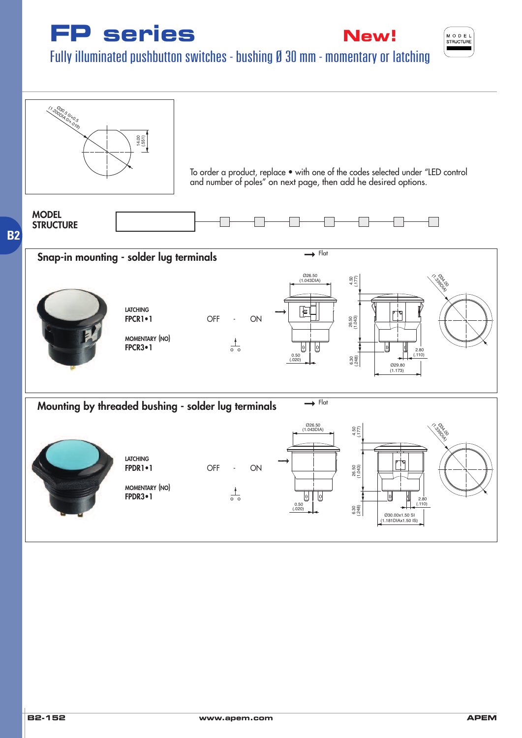# FP series

**New!**

## Fully illuminated pushbutton switches - bushing Ø 30 mm - momentary or latching

Ø30.5 0/+0.5 (1.200DIA 0/+.019)

14.00 (.551)

To order a product, replace • with one of the codes selected under "LED control and number of poles" on next page, then add he desired options.

**MODEL STRUCTURE**

## Snap-in mounting - solder lug terminals

| | | |
|---|---|---|
| LATCHING | | |
| **FPCR1•1** | OFF - ON | |
| MOMENTARY (NO) | | |
| **FPCR3•1** | | |

Flat

Ø26.50 (1.043DIA) · 4.50 (.177) · 26.50 (1.043) · 6.30 (.248) · 0.50 (.020) · 2.80 (.110) · Ø29.80 (1.173) · Ø34.00 (1.339DIA)

## Mounting by threaded bushing - solder lug terminals

| | | |
|---|---|---|
| LATCHING | | |
| **FPDR1•1** | OFF - ON | |
| MOMENTARY (NO) | | |
| **FPDR3•1** | | |

Flat

Ø26.50 (1.043DIA) · 4.50 (.177) · 26.50 (1.043) · 6.30 (.248) · 0.50 (.020) · 2.80 (.110) · Ø30.00x1.50 SI (1.181DIAx1.50 IS) · Ø34.00 (1.339DIA)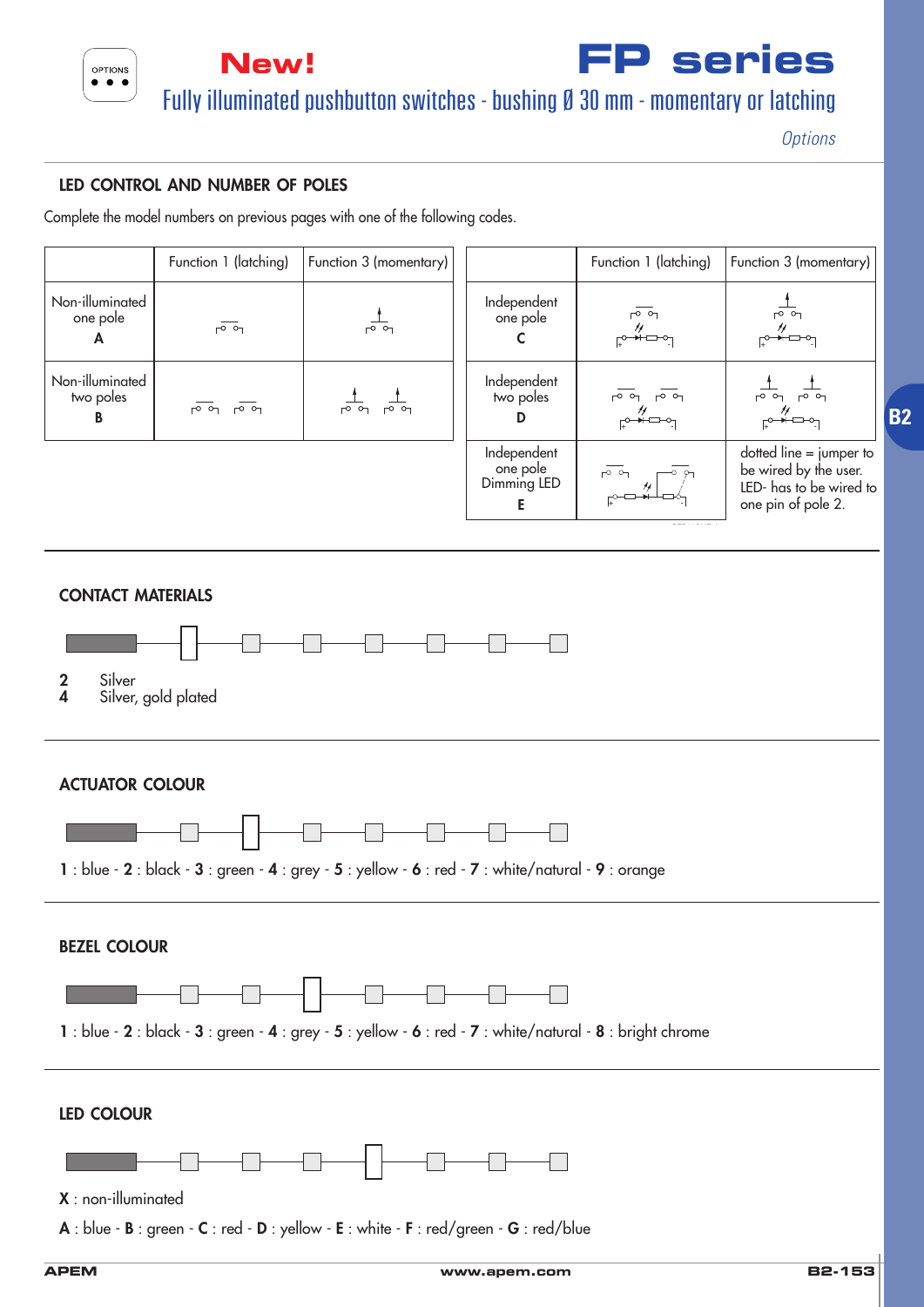# New! FP series

## Fully illuminated pushbutton switches - bushing Ø 30 mm - momentary or latching

*Options*

### LED CONTROL AND NUMBER OF POLES

Complete the model numbers on previous pages with one of the following codes.

| | Function 1 (latching) | Function 3 (momentary) |
|---|---|---|
| Non-illuminated one pole **A** | | |
| Non-illuminated two poles **B** | | |

| | Function 1 (latching) | Function 3 (momentary) |
|---|---|---|
| Independent one pole **C** | | |
| Independent two poles **D** | | |
| Independent one pole Dimming LED **E** | | dotted line = jumper to be wired by the user. LED- has to be wired to one pin of pole 2. |

### CONTACT MATERIALS

**2** Silver
**4** Silver, gold plated

### ACTUATOR COLOUR

**1** : blue - **2** : black - **3** : green - **4** : grey - **5** : yellow - **6** : red - **7** : white/natural - **9** : orange

### BEZEL COLOUR

**1** : blue - **2** : black - **3** : green - **4** : grey - **5** : yellow - **6** : red - **7** : white/natural - **8** : bright chrome

### LED COLOUR

**X** : non-illuminated

**A** : blue - **B** : green - **C** : red - **D** : yellow - **E** : white - **F** : red/green - **G** : red/blue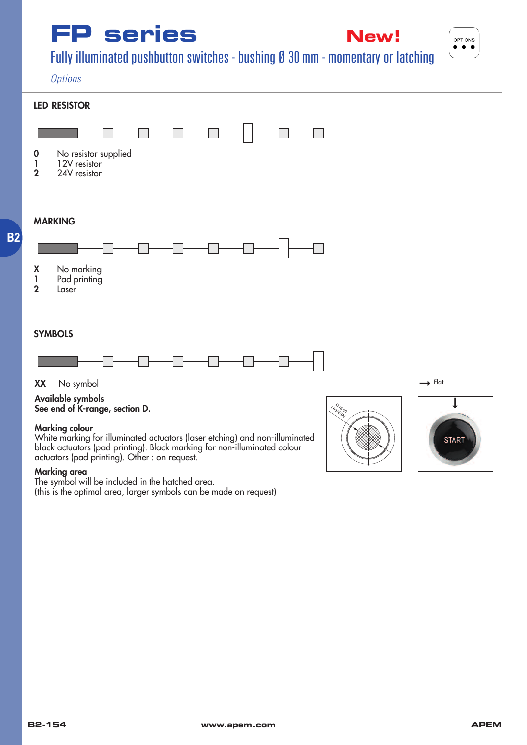# FP series

**New!**

## Fully illuminated pushbutton switches - bushing Ø 30 mm - momentary or latching

*Options*

### LED RESISTOR

**0** No resistor supplied
**1** 12V resistor
**2** 24V resistor

### MARKING

**X** No marking
**1** Pad printing
**2** Laser

### SYMBOLS

**XX** No symbol

**Available symbols**
**See end of K-range, section D.**

**Marking colour**
White marking for illuminated actuators (laser etching) and non-illuminated black actuators (pad printing). Black marking for non-illuminated colour actuators (pad printing). Other : on request.

**Marking area**
The symbol will be included in the hatched area.
(this is the optimal area, larger symbols can be made on request)

Ø16.00
(.630DIA)

Flat

START